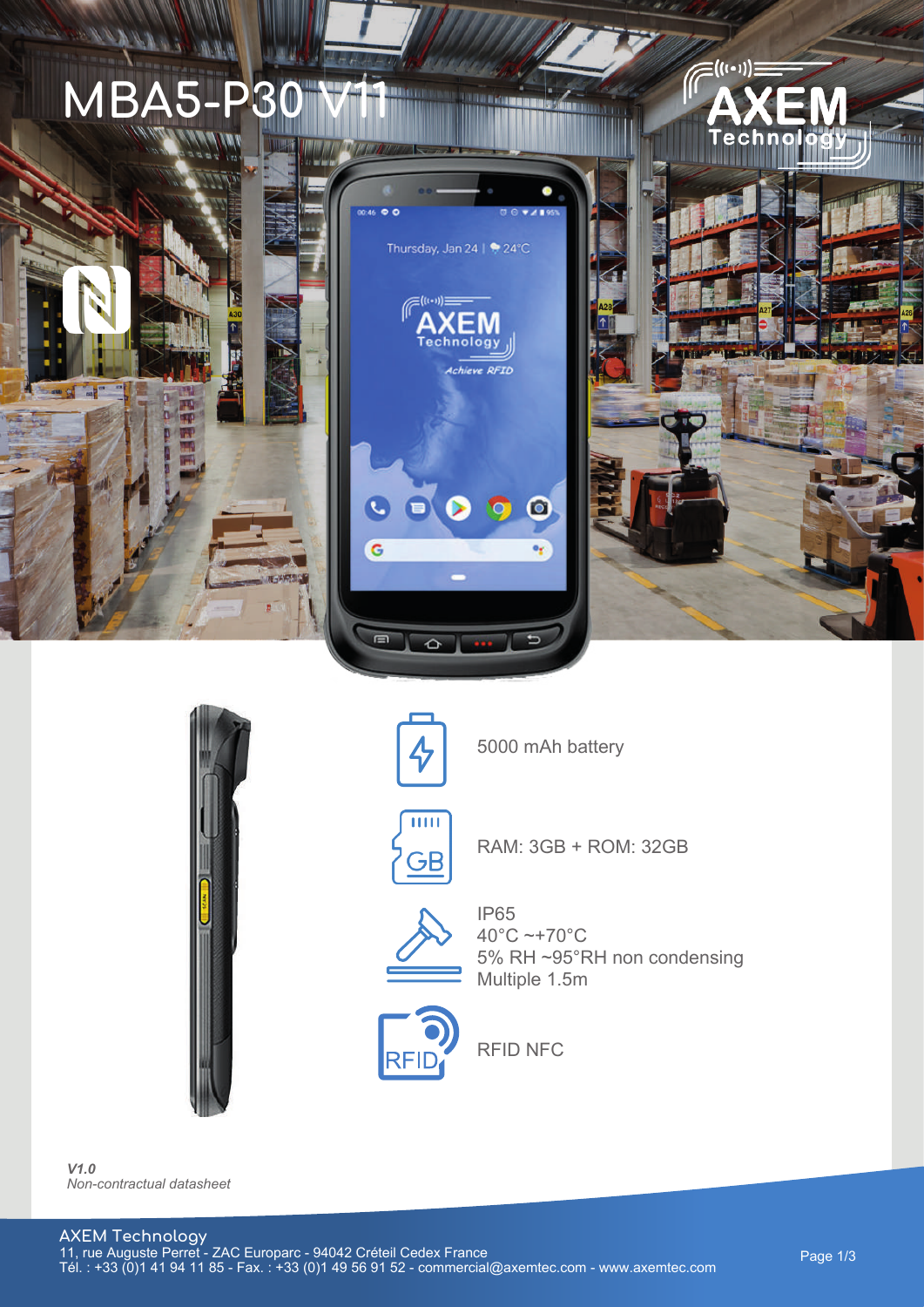# MBA5-P30 V11

5000 mAh battery

RAM: 3GB + ROM: 32GB

IP65
40°C ~+70°C
5% RH ~95°RH non condensing
Multiple 1.5m

RFID NFC

*V1.0*
*Non-contractual datasheet*

AXEM Technology
11, rue Auguste Perret - ZAC Europarc - 94042 Créteil Cedex France
Tél. : +33 (0)1 41 94 11 85 - Fax. : +33 (0)1 49 56 91 52 - commercial@axemtec.com - www.axemtec.com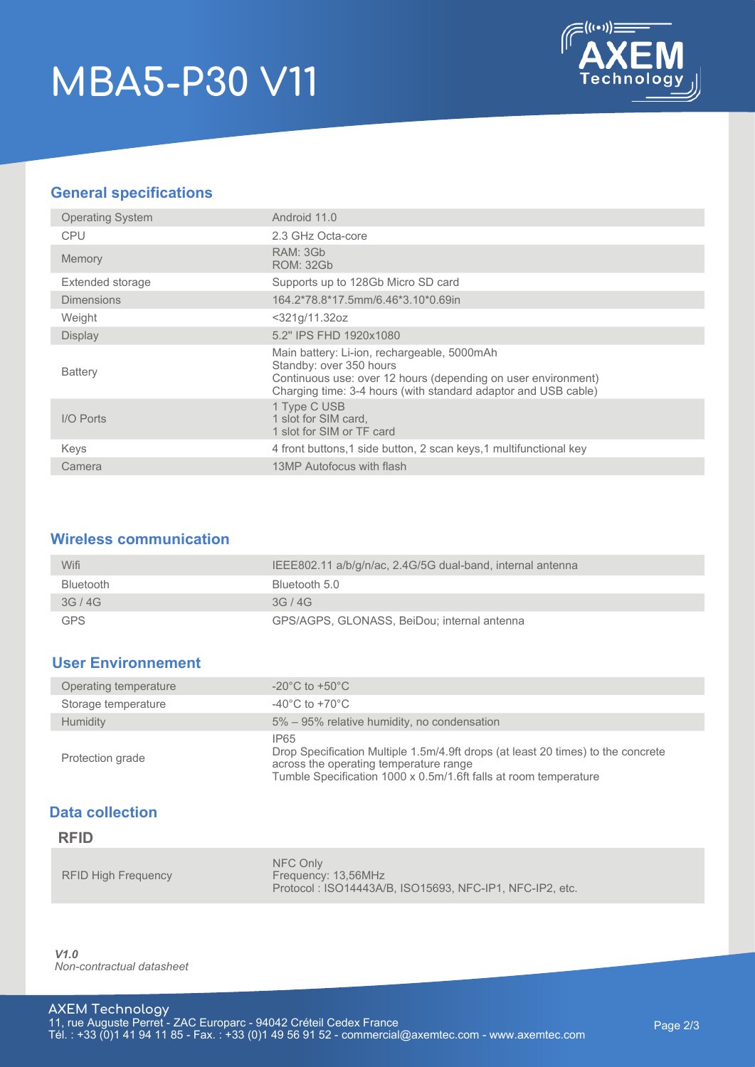# MBA5-P30 V11

## General specifications

| | |
|---|---|
| Operating System | Android 11.0 |
| CPU | 2.3 GHz Octa-core |
| Memory | RAM: 3Gb<br>ROM: 32Gb |
| Extended storage | Supports up to 128Gb Micro SD card |
| Dimensions | 164.2*78.8*17.5mm/6.46*3.10*0.69in |
| Weight | <321g/11.32oz |
| Display | 5.2'' IPS FHD 1920x1080 |
| Battery | Main battery: Li-ion, rechargeable, 5000mAh<br>Standby: over 350 hours<br>Continuous use: over 12 hours (depending on user environment)<br>Charging time: 3-4 hours (with standard adaptor and USB cable) |
| I/O Ports | 1 Type C USB<br>1 slot for SIM card,<br>1 slot for SIM or TF card |
| Keys | 4 front buttons,1 side button, 2 scan keys,1 multifunctional key |
| Camera | 13MP Autofocus with flash |

## Wireless communication

| | |
|---|---|
| Wifi | IEEE802.11 a/b/g/n/ac, 2.4G/5G dual-band, internal antenna |
| Bluetooth | Bluetooth 5.0 |
| 3G / 4G | 3G / 4G |
| GPS | GPS/AGPS, GLONASS, BeiDou; internal antenna |

## User Environnement

| | |
|---|---|
| Operating temperature | -20°C to +50°C |
| Storage temperature | -40°C to +70°C |
| Humidity | 5% – 95% relative humidity, no condensation |
| Protection grade | IP65<br>Drop Specification Multiple 1.5m/4.9ft drops (at least 20 times) to the concrete across the operating temperature range<br>Tumble Specification 1000 x 0.5m/1.6ft falls at room temperature |

## Data collection

### RFID

| | |
|---|---|
| RFID High Frequency | NFC Only<br>Frequency: 13,56MHz<br>Protocol : ISO14443A/B, ISO15693, NFC-IP1, NFC-IP2, etc. |

***V1.0***
*Non-contractual datasheet*

AXEM Technology
11, rue Auguste Perret - ZAC Europarc - 94042 Créteil Cedex France
Tél. : +33 (0)1 41 94 11 85 - Fax. : +33 (0)1 49 56 91 52 - commercial@axemtec.com - www.axemtec.com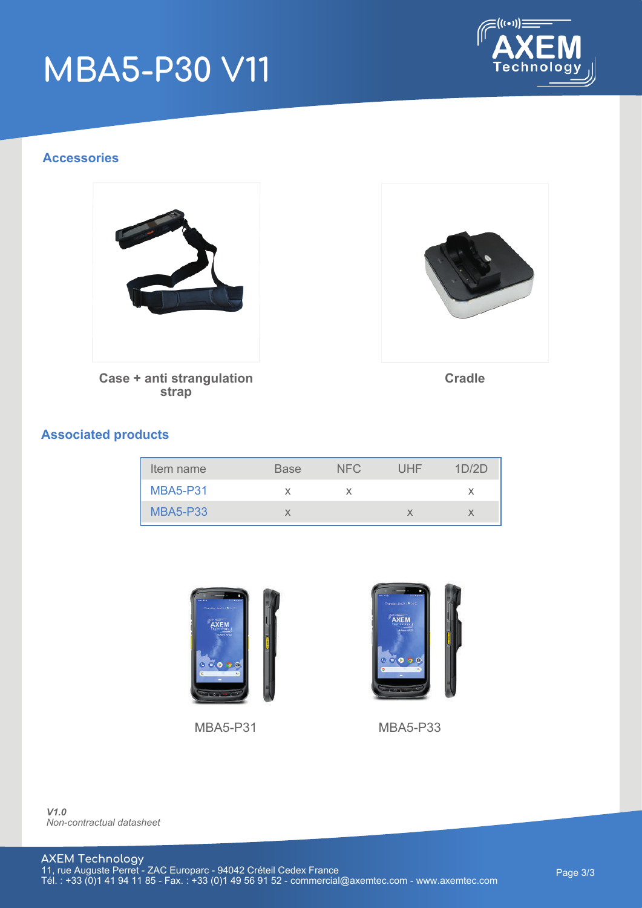# MBA5-P30 V11

## Accessories

**Case + anti strangulation strap**

**Cradle**

## Associated products

| Item name | Base | NFC | UHF | 1D/2D |
|---|---|---|---|---|
| MBA5-P31 | x | x | | x |
| MBA5-P33 | x | | x | x |

MBA5-P31

MBA5-P33

***V1.0***
*Non-contractual datasheet*

AXEM Technology
11, rue Auguste Perret - ZAC Europarc - 94042 Créteil Cedex France
Tél. : +33 (0)1 41 94 11 85 - Fax. : +33 (0)1 49 56 91 52 - commercial@axemtec.com - www.axemtec.com